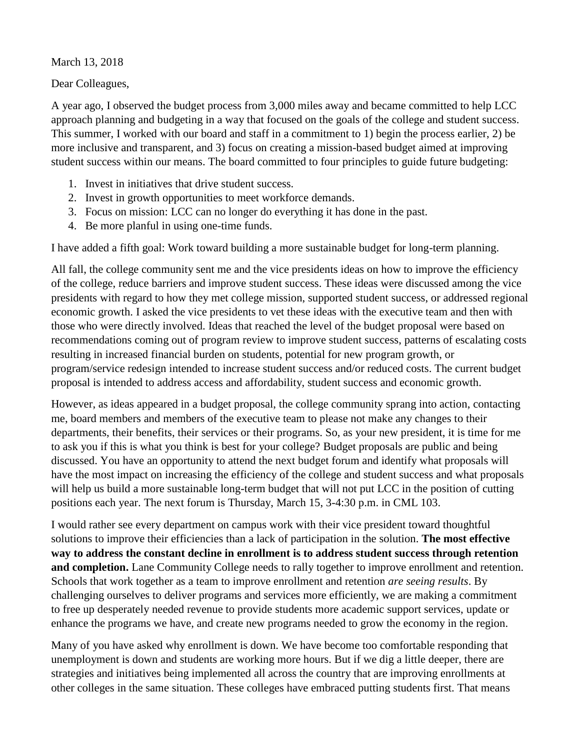March 13, 2018

Dear Colleagues,

A year ago, I observed the budget process from 3,000 miles away and became committed to help LCC approach planning and budgeting in a way that focused on the goals of the college and student success. This summer, I worked with our board and staff in a commitment to 1) begin the process earlier, 2) be more inclusive and transparent, and 3) focus on creating a mission-based budget aimed at improving student success within our means. The board committed to four principles to guide future budgeting:

1. Invest in initiatives that drive student success.
2. Invest in growth opportunities to meet workforce demands.
3. Focus on mission: LCC can no longer do everything it has done in the past.
4. Be more planful in using one-time funds.

I have added a fifth goal: Work toward building a more sustainable budget for long-term planning.

All fall, the college community sent me and the vice presidents ideas on how to improve the efficiency of the college, reduce barriers and improve student success. These ideas were discussed among the vice presidents with regard to how they met college mission, supported student success, or addressed regional economic growth. I asked the vice presidents to vet these ideas with the executive team and then with those who were directly involved. Ideas that reached the level of the budget proposal were based on recommendations coming out of program review to improve student success, patterns of escalating costs resulting in increased financial burden on students, potential for new program growth, or program/service redesign intended to increase student success and/or reduced costs. The current budget proposal is intended to address access and affordability, student success and economic growth.

However, as ideas appeared in a budget proposal, the college community sprang into action, contacting me, board members and members of the executive team to please not make any changes to their departments, their benefits, their services or their programs. So, as your new president, it is time for me to ask you if this is what you think is best for your college? Budget proposals are public and being discussed. You have an opportunity to attend the next budget forum and identify what proposals will have the most impact on increasing the efficiency of the college and student success and what proposals will help us build a more sustainable long-term budget that will not put LCC in the position of cutting positions each year. The next forum is Thursday, March 15, 3-4:30 p.m. in CML 103.

I would rather see every department on campus work with their vice president toward thoughtful solutions to improve their efficiencies than a lack of participation in the solution. **The most effective way to address the constant decline in enrollment is to address student success through retention and completion.** Lane Community College needs to rally together to improve enrollment and retention. Schools that work together as a team to improve enrollment and retention *are seeing results*. By challenging ourselves to deliver programs and services more efficiently, we are making a commitment to free up desperately needed revenue to provide students more academic support services, update or enhance the programs we have, and create new programs needed to grow the economy in the region.

Many of you have asked why enrollment is down. We have become too comfortable responding that unemployment is down and students are working more hours. But if we dig a little deeper, there are strategies and initiatives being implemented all across the country that are improving enrollments at other colleges in the same situation. These colleges have embraced putting students first. That means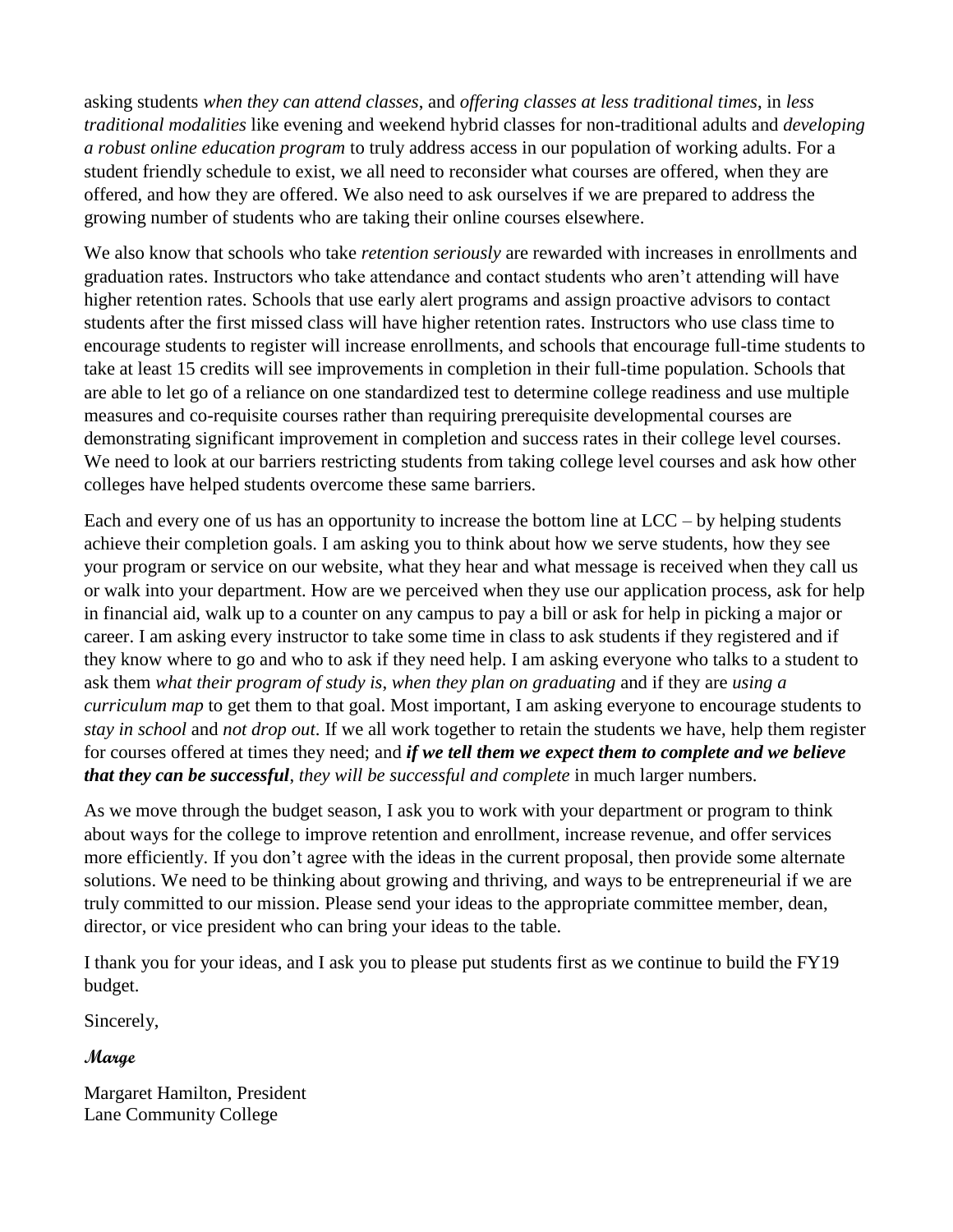asking students *when they can attend classes*, and *offering classes at less traditional times*, in *less traditional modalities* like evening and weekend hybrid classes for non-traditional adults and *developing a robust online education program* to truly address access in our population of working adults. For a student friendly schedule to exist, we all need to reconsider what courses are offered, when they are offered, and how they are offered. We also need to ask ourselves if we are prepared to address the growing number of students who are taking their online courses elsewhere.

We also know that schools who take *retention seriously* are rewarded with increases in enrollments and graduation rates. Instructors who take attendance and contact students who aren't attending will have higher retention rates. Schools that use early alert programs and assign proactive advisors to contact students after the first missed class will have higher retention rates. Instructors who use class time to encourage students to register will increase enrollments, and schools that encourage full-time students to take at least 15 credits will see improvements in completion in their full-time population. Schools that are able to let go of a reliance on one standardized test to determine college readiness and use multiple measures and co-requisite courses rather than requiring prerequisite developmental courses are demonstrating significant improvement in completion and success rates in their college level courses. We need to look at our barriers restricting students from taking college level courses and ask how other colleges have helped students overcome these same barriers.

Each and every one of us has an opportunity to increase the bottom line at LCC – by helping students achieve their completion goals. I am asking you to think about how we serve students, how they see your program or service on our website, what they hear and what message is received when they call us or walk into your department. How are we perceived when they use our application process, ask for help in financial aid, walk up to a counter on any campus to pay a bill or ask for help in picking a major or career. I am asking every instructor to take some time in class to ask students if they registered and if they know where to go and who to ask if they need help. I am asking everyone who talks to a student to ask them *what their program of study is*, *when they plan on graduating* and if they are *using a curriculum map* to get them to that goal. Most important, I am asking everyone to encourage students to *stay in school* and *not drop out*. If we all work together to retain the students we have, help them register for courses offered at times they need; and ***if we tell them we expect them to complete and we believe that they can be successful***, *they will be successful and complete* in much larger numbers.

As we move through the budget season, I ask you to work with your department or program to think about ways for the college to improve retention and enrollment, increase revenue, and offer services more efficiently. If you don't agree with the ideas in the current proposal, then provide some alternate solutions. We need to be thinking about growing and thriving, and ways to be entrepreneurial if we are truly committed to our mission. Please send your ideas to the appropriate committee member, dean, director, or vice president who can bring your ideas to the table.

I thank you for your ideas, and I ask you to please put students first as we continue to build the FY19 budget.

Sincerely,

***Marge***

Margaret Hamilton, President
Lane Community College